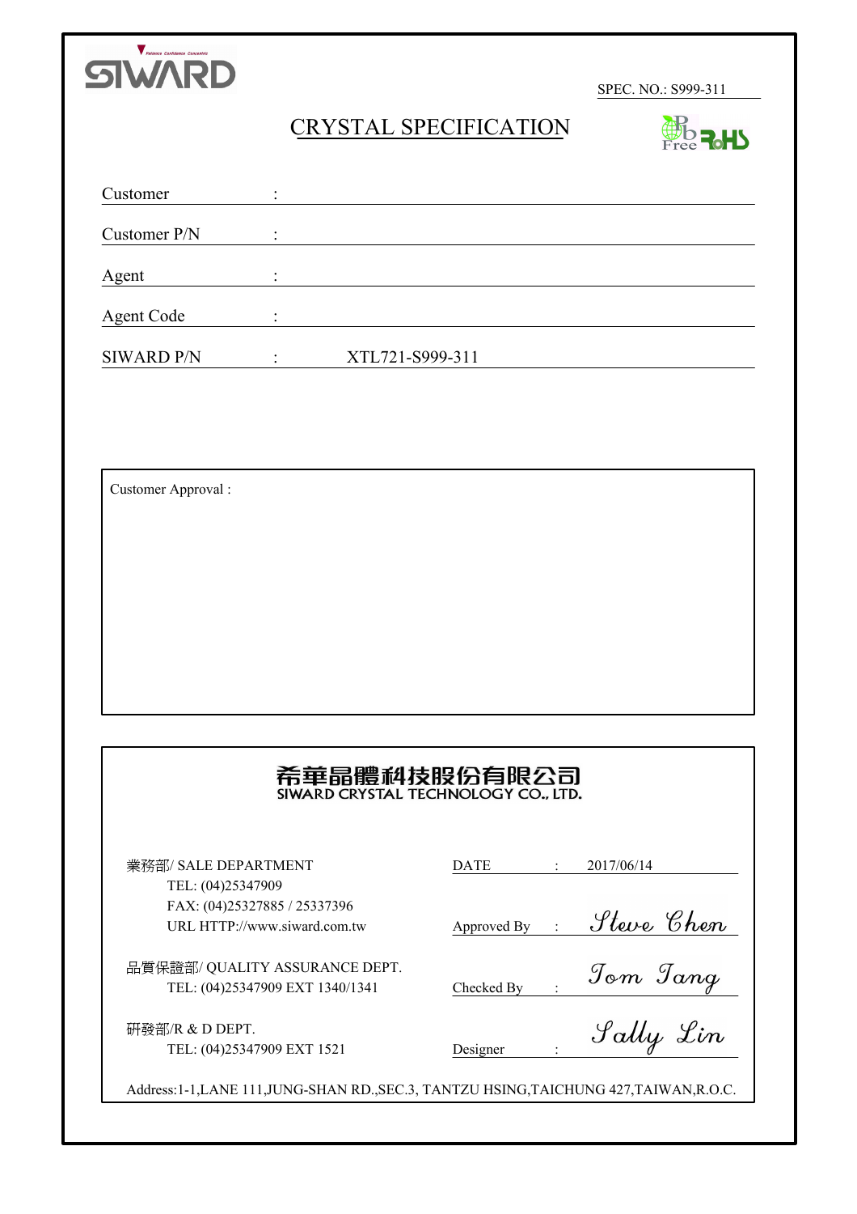SIWARD

SPEC. NO.: S999-311

# CRYSTAL SPECIFICATION

Pb Free RoHS

| | | |
|---|---|---|
| Customer | : | |
| Customer P/N | : | |
| Agent | : | |
| Agent Code | : | |
| SIWARD P/N | : | XTL721-S999-311 |

Customer Approval :

## 希華晶體科技股份有限公司
## SIWARD CRYSTAL TECHNOLOGY CO., LTD.

業務部/ SALE DEPARTMENT
TEL: (04)25347909
FAX: (04)25327885 / 25337396
URL HTTP://www.siward.com.tw

品質保證部/ QUALITY ASSURANCE DEPT.
TEL: (04)25347909 EXT 1340/1341

研發部/R & D DEPT.
TEL: (04)25347909 EXT 1521

| | | |
|---|---|---|
| DATE | : | 2017/06/14 |
| Approved By | : | Steve Chen |
| Checked By | : | Tom Tang |
| Designer | : | Sally Lin |

Address:1-1,LANE 111,JUNG-SHAN RD.,SEC.3, TANTZU HSING,TAICHUNG 427,TAIWAN,R.O.C.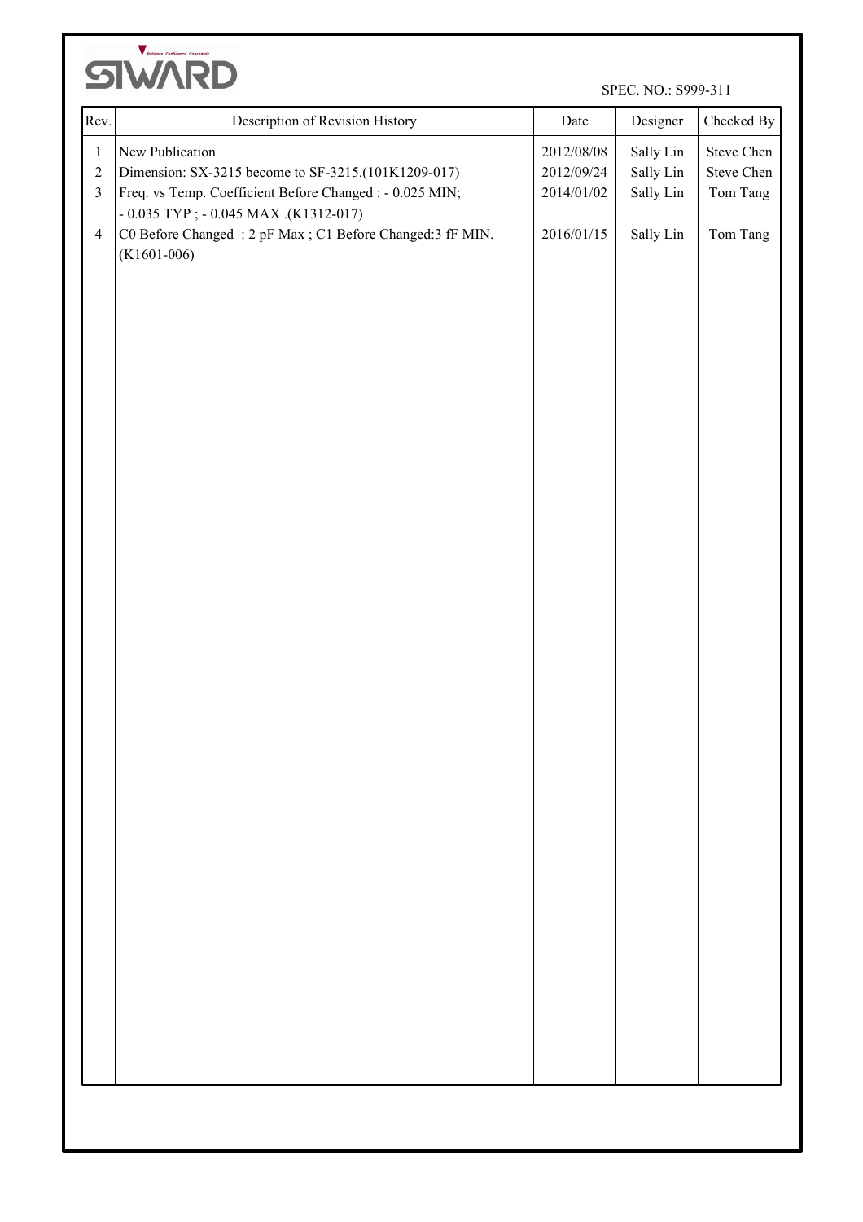SIWARD

SPEC. NO.: S999-311

| Rev. | Description of Revision History | Date | Designer | Checked By |
|---|---|---|---|---|
| 1 | New Publication | 2012/08/08 | Sally Lin | Steve Chen |
| 2 | Dimension: SX-3215 become to SF-3215.(101K1209-017) | 2012/09/24 | Sally Lin | Steve Chen |
| 3 | Freq. vs Temp. Coefficient Before Changed : - 0.025 MIN; - 0.035 TYP ; - 0.045 MAX .(K1312-017) | 2014/01/02 | Sally Lin | Tom Tang |
| 4 | C0 Before Changed : 2 pF Max ; C1 Before Changed:3 fF MIN. (K1601-006) | 2016/01/15 | Sally Lin | Tom Tang |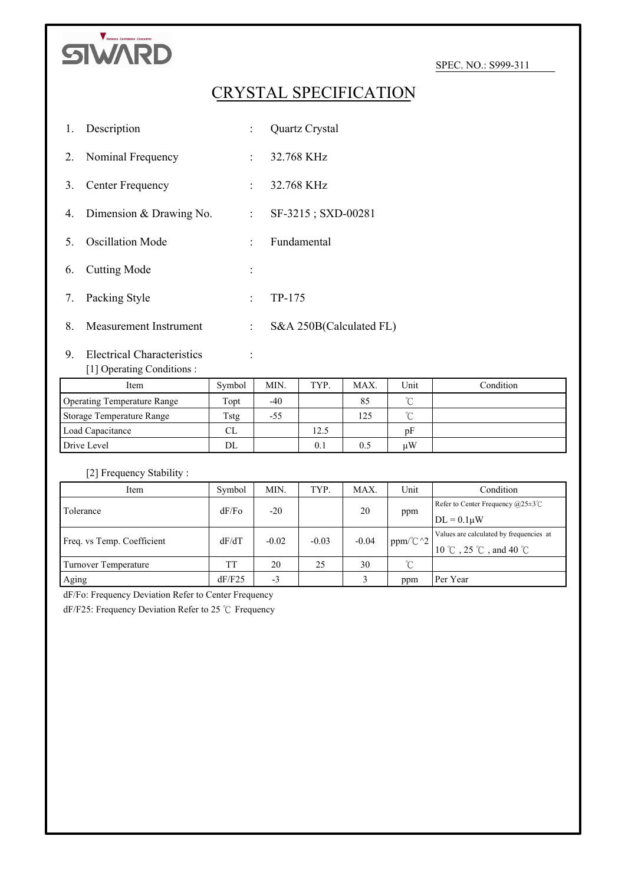SIWARD

SPEC. NO.: S999-311

# CRYSTAL SPECIFICATION

1. Description : Quartz Crystal
2. Nominal Frequency : 32.768 KHz
3. Center Frequency : 32.768 KHz
4. Dimension & Drawing No. : SF-3215 ; SXD-00281
5. Oscillation Mode : Fundamental
6. Cutting Mode :
7. Packing Style : TP-175
8. Measurement Instrument : S&A 250B(Calculated FL)
9. Electrical Characteristics :

[1] Operating Conditions :

| Item | Symbol | MIN. | TYP. | MAX. | Unit | Condition |
|---|---|---|---|---|---|---|
| Operating Temperature Range | Topt | -40 | | 85 | ℃ | |
| Storage Temperature Range | Tstg | -55 | | 125 | ℃ | |
| Load Capacitance | CL | | 12.5 | | pF | |
| Drive Level | DL | | 0.1 | 0.5 | μW | |

[2] Frequency Stability :

| Item | Symbol | MIN. | TYP. | MAX. | Unit | Condition |
|---|---|---|---|---|---|---|
| Tolerance | dF/Fo | -20 | | 20 | ppm | Refer to Center Frequency @25±3℃ DL = 0.1μW |
| Freq. vs Temp. Coefficient | dF/dT | -0.02 | -0.03 | -0.04 | ppm/℃^2 | Values are calculated by frequencies at 10 ℃ , 25 ℃ , and 40 ℃ |
| Turnover Temperature | TT | 20 | 25 | 30 | ℃ | |
| Aging | dF/F25 | -3 | | 3 | ppm | Per Year |

dF/Fo: Frequency Deviation Refer to Center Frequency

dF/F25: Frequency Deviation Refer to 25 ℃ Frequency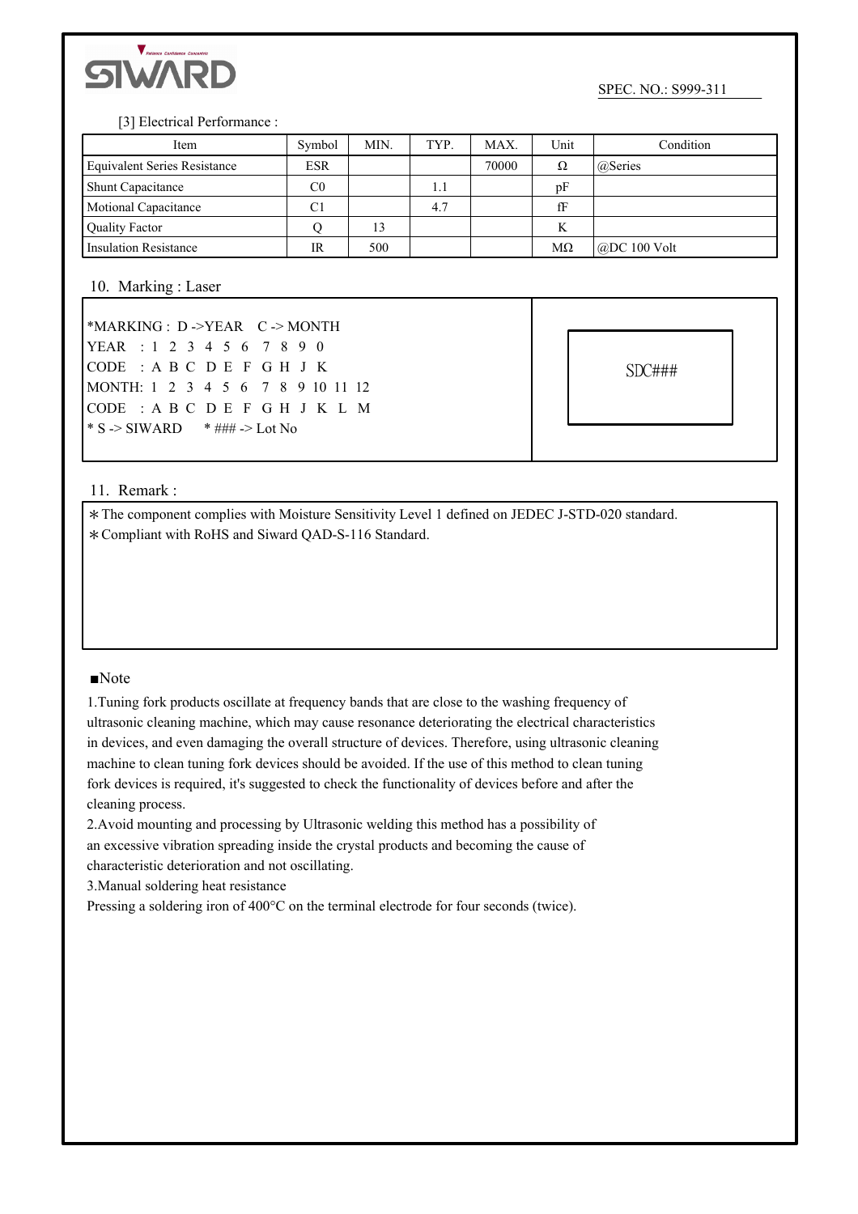SPEC. NO.: S999-311

[3] Electrical Performance :

| Item | Symbol | MIN. | TYP. | MAX. | Unit | Condition |
|---|---|---|---|---|---|---|
| Equivalent Series Resistance | ESR | | | 70000 | Ω | @Series |
| Shunt Capacitance | C0 | | 1.1 | | pF | |
| Motional Capacitance | C1 | | 4.7 | | fF | |
| Quality Factor | Q | 13 | | | K | |
| Insulation Resistance | IR | 500 | | | MΩ | @DC 100 Volt |

## 10. Marking : Laser

*MARKING : D ->YEAR  C -> MONTH
YEAR : 1 2 3 4 5 6 7 8 9 0
CODE : A B C D E F G H J K
MONTH: 1 2 3 4 5 6 7 8 9 10 11 12
CODE : A B C D E F G H J K L M
* S -> SIWARD  * ### -> Lot No

SDC###

## 11. Remark :

＊The component complies with Moisture Sensitivity Level 1 defined on JEDEC J-STD-020 standard.
＊Compliant with RoHS and Siward QAD-S-116 Standard.

■Note

1.Tuning fork products oscillate at frequency bands that are close to the washing frequency of ultrasonic cleaning machine, which may cause resonance deteriorating the electrical characteristics in devices, and even damaging the overall structure of devices. Therefore, using ultrasonic cleaning machine to clean tuning fork devices should be avoided. If the use of this method to clean tuning fork devices is required, it's suggested to check the functionality of devices before and after the cleaning process.

2.Avoid mounting and processing by Ultrasonic welding this method has a possibility of an excessive vibration spreading inside the crystal products and becoming the cause of characteristic deterioration and not oscillating.

3.Manual soldering heat resistance
Pressing a soldering iron of 400°C on the terminal electrode for four seconds (twice).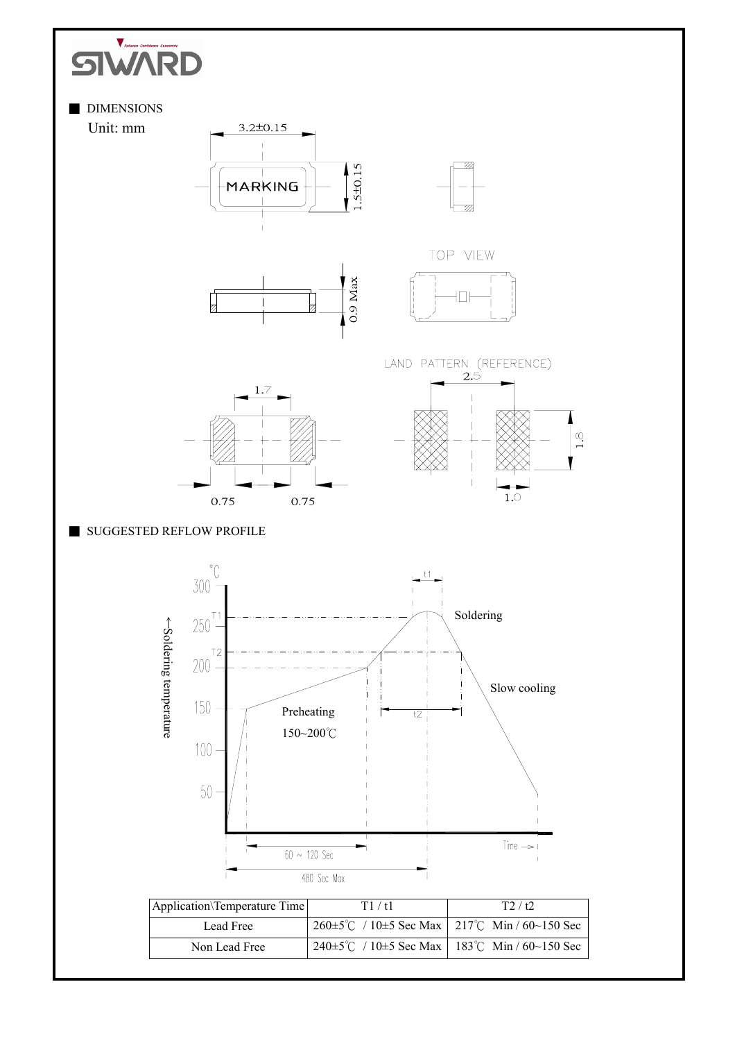## DIMENSIONS

Unit: mm

3.2±0.15

MARKING

1.5±0.15

TOP VIEW

0.9 Max

1.7

0.75 0.75

LAND PATTERN (REFERENCE)

2.5

1.8

1.0

## SUGGESTED REFLOW PROFILE

| Application\Temperature Time | T1 / t1 | T2 / t2 |
|---|---|---|
| Lead Free | 260±5℃ / 10±5 Sec Max | 217℃ Min / 60~150 Sec |
| Non Lead Free | 240±5℃ / 10±5 Sec Max | 183℃ Min / 60~150 Sec |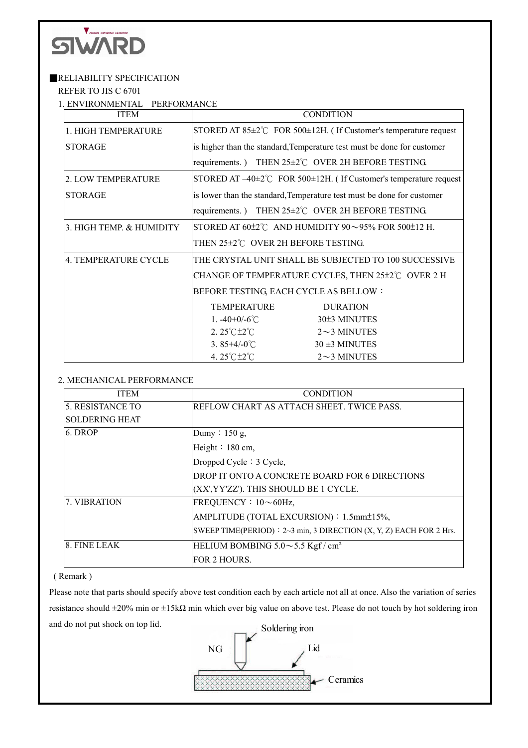■RELIABILITY SPECIFICATION

REFER TO JIS C 6701

1. ENVIRONMENTAL PERFORMANCE

| ITEM | CONDITION |
|---|---|
| 1. HIGH TEMPERATURE STORAGE | STORED AT 85±2℃ FOR 500±12H. ( If Customer's temperature request is higher than the standard,Temperature test must be done for customer requirements. ) THEN 25±2℃ OVER 2H BEFORE TESTING. |
| 2. LOW TEMPERATURE STORAGE | STORED AT –40±2℃ FOR 500±12H. ( If Customer's temperature request is lower than the standard,Temperature test must be done for customer requirements. ) THEN 25±2℃ OVER 2H BEFORE TESTING. |
| 3. HIGH TEMP. & HUMIDITY | STORED AT 60±2℃ AND HUMIDITY 90～95% FOR 500±12 H. THEN 25±2℃ OVER 2H BEFORE TESTING. |
| 4. TEMPERATURE CYCLE | THE CRYSTAL UNIT SHALL BE SUBJECTED TO 100 SUCCESSIVE CHANGE OF TEMPERATURE CYCLES, THEN 25±2℃ OVER 2 H BEFORE TESTING, EACH CYCLE AS BELLOW：<br>TEMPERATURE / DURATION<br>1. -40+0/-6℃ / 30±3 MINUTES<br>2. 25℃±2℃ / 2～3 MINUTES<br>3. 85+4/-0℃ / 30 ±3 MINUTES<br>4. 25℃±2℃ / 2～3 MINUTES |

2. MECHANICAL PERFORMANCE

| ITEM | CONDITION |
|---|---|
| 5. RESISTANCE TO SOLDERING HEAT | REFLOW CHART AS ATTACH SHEET. TWICE PASS. |
| 6. DROP | Dumy：150 g,<br>Height：180 cm,<br>Dropped Cycle：3 Cycle,<br>DROP IT ONTO A CONCRETE BOARD FOR 6 DIRECTIONS (XX',YY'ZZ'). THIS SHOULD BE 1 CYCLE. |
| 7. VIBRATION | FREQUENCY：10～60Hz,<br>AMPLITUDE (TOTAL EXCURSION)：1.5mm±15%,<br>SWEEP TIME(PERIOD)：2~3 min, 3 DIRECTION (X, Y, Z) EACH FOR 2 Hrs. |
| 8. FINE LEAK | HELIUM BOMBING 5.0～5.5 Kgf / cm²<br>FOR 2 HOURS. |

( Remark )

Please note that parts should specify above test condition each by each article not all at once. Also the variation of series resistance should ±20% min or ±15kΩ min which ever big value on above test. Please do not touch by hot soldering iron and do not put shock on top lid.

Soldering iron

NG

Lid

Ceramics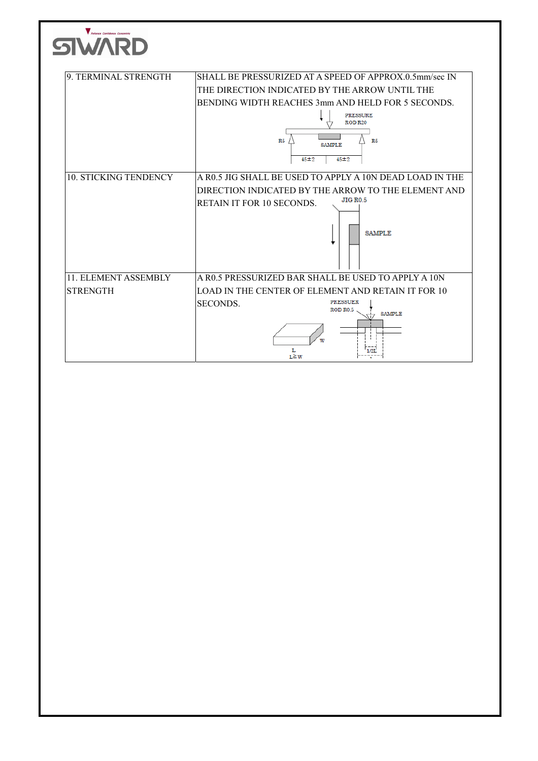| 9. TERMINAL STRENGTH | SHALL BE PRESSURIZED AT A SPEED OF APPROX.0.5mm/sec IN THE DIRECTION INDICATED BY THE ARROW UNTIL THE BENDING WIDTH REACHES 3mm AND HELD FOR 5 SECONDS. |
|---|---|
| 10. STICKING TENDENCY | A R0.5 JIG SHALL BE USED TO APPLY A 10N DEAD LOAD IN THE DIRECTION INDICATED BY THE ARROW TO THE ELEMENT AND RETAIN IT FOR 10 SECONDS. |
| 11. ELEMENT ASSEMBLY STRENGTH | A R0.5 PRESSURIZED BAR SHALL BE USED TO APPLY A 10N LOAD IN THE CENTER OF ELEMENT AND RETAIN IT FOR 10 SECONDS. |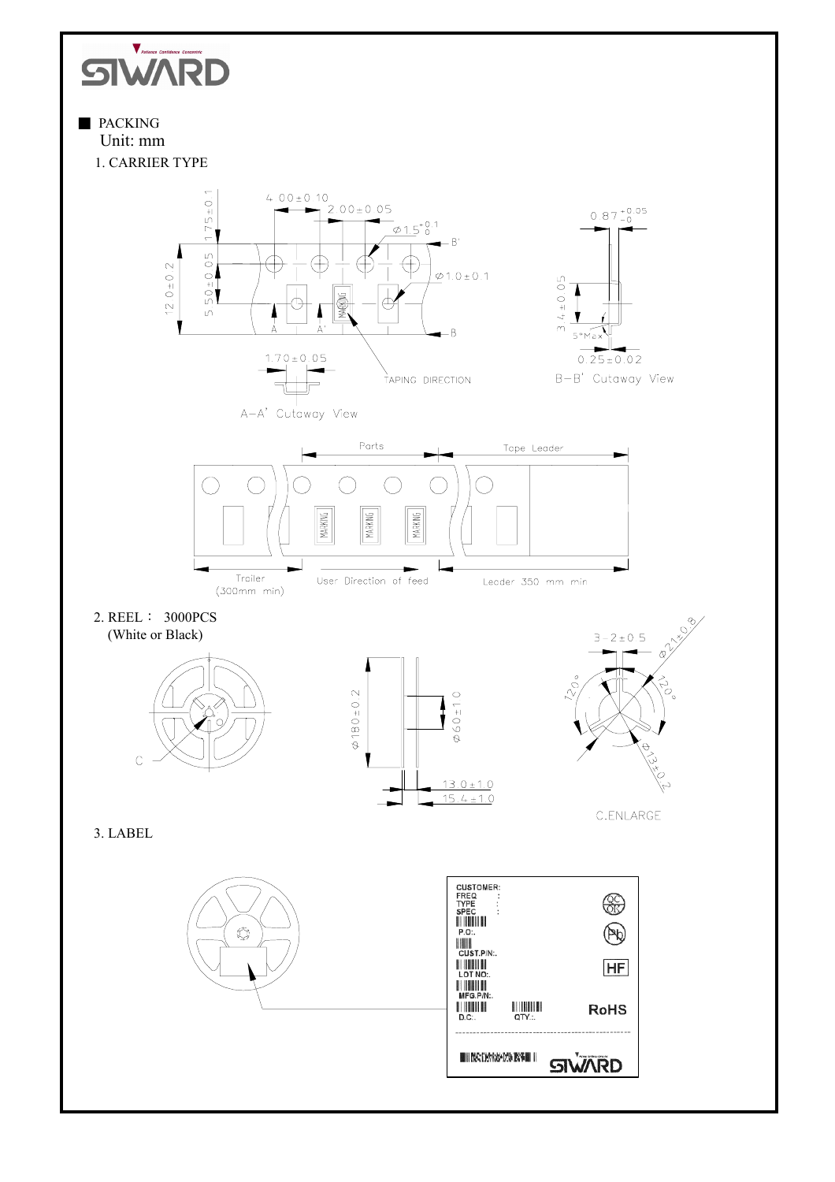## PACKING

Unit: mm

1. CARRIER TYPE

4.00±0.10

2.00±0.05

1.75±0.1

$\phi 1.5^{+0.1}_{0}$

B'

5.50±0.05

12.0±0.2

$\phi 1.0 \pm 0.1$

A A'

B

MARKING

1.70±0.05

TAPING DIRECTION

A–A' Cutaway View

$0.87^{+0.05}_{-0}$

3.4±0.05

5°Max

0.25±0.02

B–B' Cutaway View

Parts

Tape Leader

MARKING

Trailer (300mm min)

User Direction of feed

Leader 350 mm min

2. REEL： 3000PCS
   (White or Black)

C

$\phi 180 \pm 0.2$

$\phi 60 \pm 1.0$

13.0±1.0

15.4±1.0

3-2±0.5

$\phi 21 \pm 0.8$

120°

120°

$\phi 13 \pm 0.2$

C.ENLARGE

3. LABEL

CUSTOMER:
FREQ :
TYPE :
SPEC :
P.O:.
CUST.P/N:.
LOT NO:.
MFG.P/N:.
D.C:.
QTY:.

HF

RoHS

SIWARD